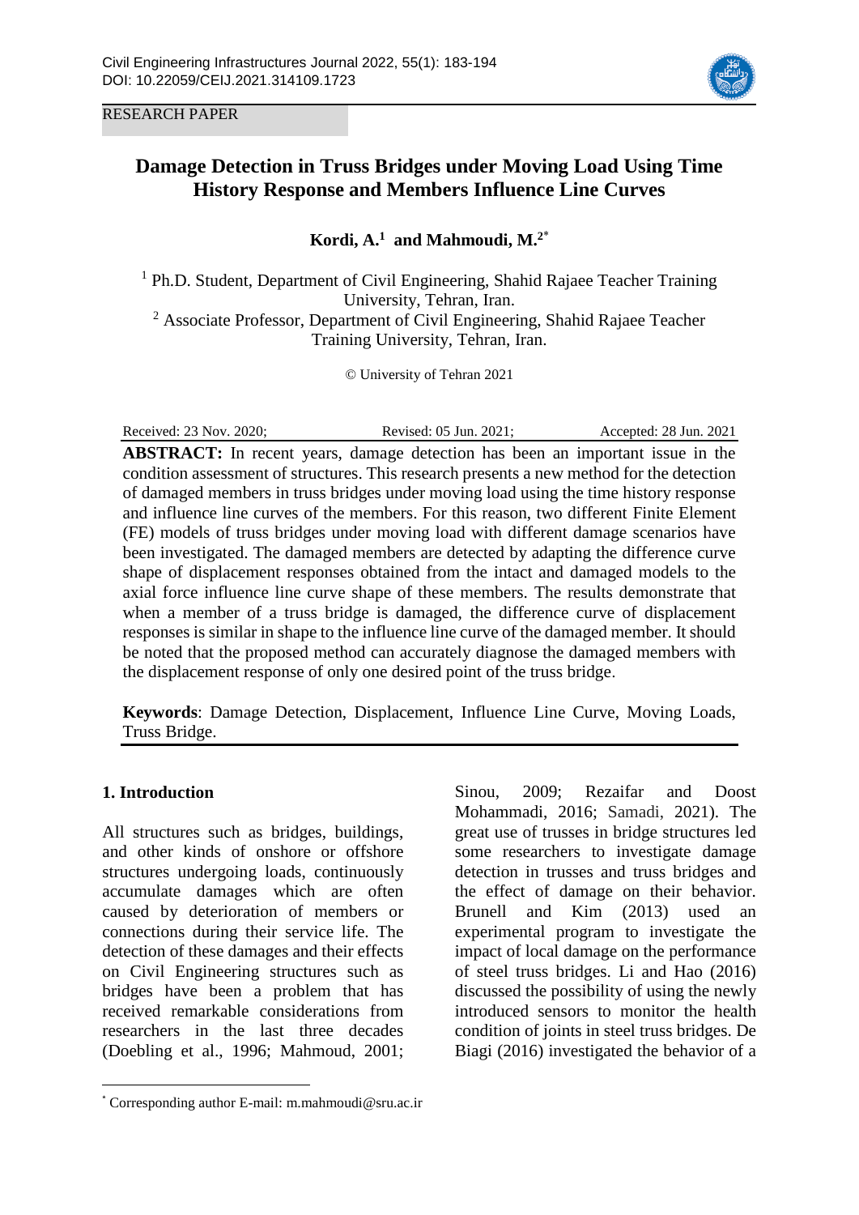RESEARCH PAPER

# Damage Detection in Truss Bridges under Moving Load Using Time History Response and Members Influence Line Curves

**Kordi, A.[1] and Mahmoudi, M.[2*]**

[1] Ph.D. Student, Department of Civil Engineering, Shahid Rajaee Teacher Training University, Tehran, Iran.
[2] Associate Professor, Department of Civil Engineering, Shahid Rajaee Teacher Training University, Tehran, Iran.

© University of Tehran 2021

Received: 23 Nov. 2020; Revised: 05 Jun. 2021; Accepted: 28 Jun. 2021

**ABSTRACT:** In recent years, damage detection has been an important issue in the condition assessment of structures. This research presents a new method for the detection of damaged members in truss bridges under moving load using the time history response and influence line curves of the members. For this reason, two different Finite Element (FE) models of truss bridges under moving load with different damage scenarios have been investigated. The damaged members are detected by adapting the difference curve shape of displacement responses obtained from the intact and damaged models to the axial force influence line curve shape of these members. The results demonstrate that when a member of a truss bridge is damaged, the difference curve of displacement responses is similar in shape to the influence line curve of the damaged member. It should be noted that the proposed method can accurately diagnose the damaged members with the displacement response of only one desired point of the truss bridge.

**Keywords**: Damage Detection, Displacement, Influence Line Curve, Moving Loads, Truss Bridge.

## 1. Introduction

All structures such as bridges, buildings, and other kinds of onshore or offshore structures undergoing loads, continuously accumulate damages which are often caused by deterioration of members or connections during their service life. The detection of these damages and their effects on Civil Engineering structures such as bridges have been a problem that has received remarkable considerations from researchers in the last three decades (Doebling et al., 1996; Mahmoud, 2001; Sinou, 2009; Rezaifar and Doost Mohammadi, 2016; Samadi, 2021). The great use of trusses in bridge structures led some researchers to investigate damage detection in trusses and truss bridges and the effect of damage on their behavior. Brunell and Kim (2013) used an experimental program to investigate the impact of local damage on the performance of steel truss bridges. Li and Hao (2016) discussed the possibility of using the newly introduced sensors to monitor the health condition of joints in steel truss bridges. De Biagi (2016) investigated the behavior of a

[*] Corresponding author E-mail: m.mahmoudi@sru.ac.ir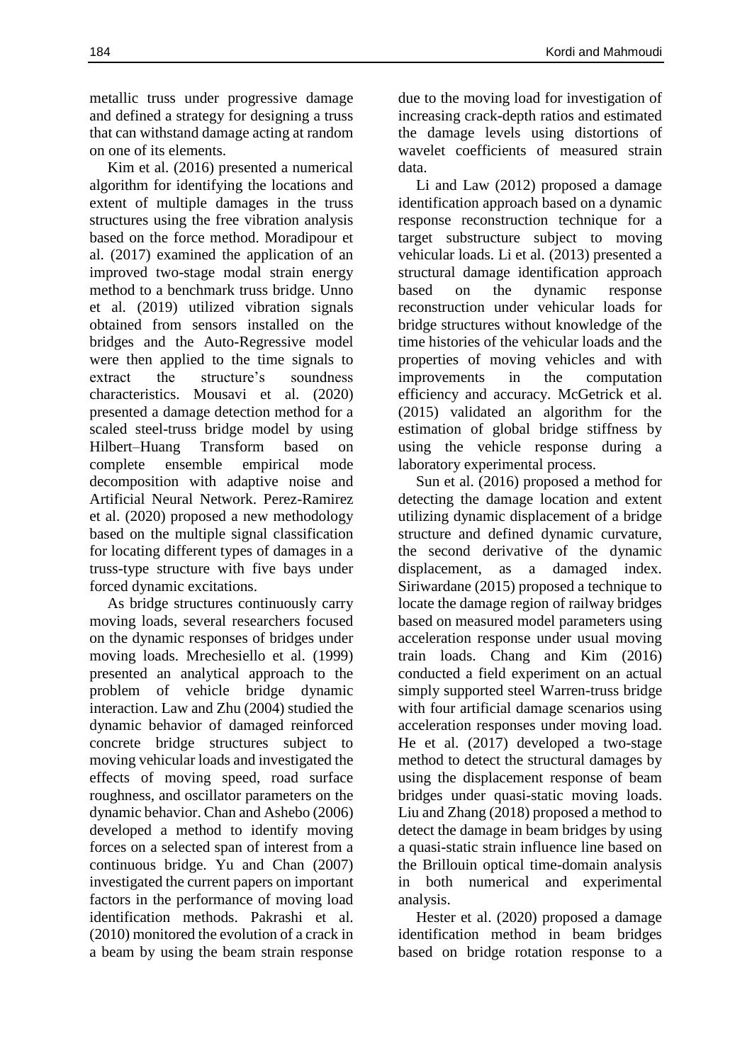metallic truss under progressive damage and defined a strategy for designing a truss that can withstand damage acting at random on one of its elements.

Kim et al. (2016) presented a numerical algorithm for identifying the locations and extent of multiple damages in the truss structures using the free vibration analysis based on the force method. Moradipour et al. (2017) examined the application of an improved two-stage modal strain energy method to a benchmark truss bridge. Unno et al. (2019) utilized vibration signals obtained from sensors installed on the bridges and the Auto-Regressive model were then applied to the time signals to extract the structure's soundness characteristics. Mousavi et al. (2020) presented a damage detection method for a scaled steel-truss bridge model by using Hilbert–Huang Transform based on complete ensemble empirical mode decomposition with adaptive noise and Artificial Neural Network. Perez-Ramirez et al. (2020) proposed a new methodology based on the multiple signal classification for locating different types of damages in a truss-type structure with five bays under forced dynamic excitations.

As bridge structures continuously carry moving loads, several researchers focused on the dynamic responses of bridges under moving loads. Mrechesiello et al. (1999) presented an analytical approach to the problem of vehicle bridge dynamic interaction. Law and Zhu (2004) studied the dynamic behavior of damaged reinforced concrete bridge structures subject to moving vehicular loads and investigated the effects of moving speed, road surface roughness, and oscillator parameters on the dynamic behavior. Chan and Ashebo (2006) developed a method to identify moving forces on a selected span of interest from a continuous bridge. Yu and Chan (2007) investigated the current papers on important factors in the performance of moving load identification methods. Pakrashi et al. (2010) monitored the evolution of a crack in a beam by using the beam strain response due to the moving load for investigation of increasing crack-depth ratios and estimated the damage levels using distortions of wavelet coefficients of measured strain data.

Li and Law (2012) proposed a damage identification approach based on a dynamic response reconstruction technique for a target substructure subject to moving vehicular loads. Li et al. (2013) presented a structural damage identification approach based on the dynamic response reconstruction under vehicular loads for bridge structures without knowledge of the time histories of the vehicular loads and the properties of moving vehicles and with improvements in the computation efficiency and accuracy. McGetrick et al. (2015) validated an algorithm for the estimation of global bridge stiffness by using the vehicle response during a laboratory experimental process.

Sun et al. (2016) proposed a method for detecting the damage location and extent utilizing dynamic displacement of a bridge structure and defined dynamic curvature, the second derivative of the dynamic displacement, as a damaged index. Siriwardane (2015) proposed a technique to locate the damage region of railway bridges based on measured model parameters using acceleration response under usual moving train loads. Chang and Kim (2016) conducted a field experiment on an actual simply supported steel Warren-truss bridge with four artificial damage scenarios using acceleration responses under moving load. He et al. (2017) developed a two-stage method to detect the structural damages by using the displacement response of beam bridges under quasi-static moving loads. Liu and Zhang (2018) proposed a method to detect the damage in beam bridges by using a quasi-static strain influence line based on the Brillouin optical time-domain analysis in both numerical and experimental analysis.

Hester et al. (2020) proposed a damage identification method in beam bridges based on bridge rotation response to a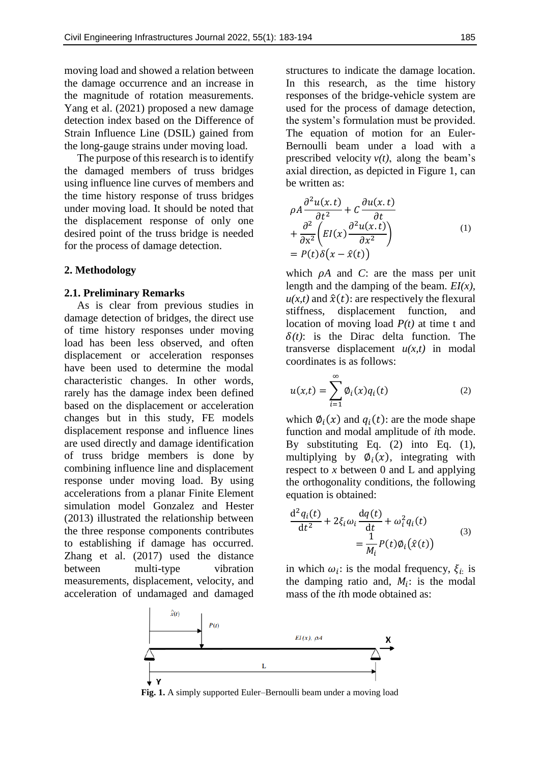moving load and showed a relation between the damage occurrence and an increase in the magnitude of rotation measurements. Yang et al. (2021) proposed a new damage detection index based on the Difference of Strain Influence Line (DSIL) gained from the long-gauge strains under moving load.

The purpose of this research is to identify the damaged members of truss bridges using influence line curves of members and the time history response of truss bridges under moving load. It should be noted that the displacement response of only one desired point of the truss bridge is needed for the process of damage detection.

## 2. Methodology

### 2.1. Preliminary Remarks

As is clear from previous studies in damage detection of bridges, the direct use of time history responses under moving load has been less observed, and often displacement or acceleration responses have been used to determine the modal characteristic changes. In other words, rarely has the damage index been defined based on the displacement or acceleration changes but in this study, FE models displacement response and influence lines are used directly and damage identification of truss bridge members is done by combining influence line and displacement response under moving load. By using accelerations from a planar Finite Element simulation model Gonzalez and Hester (2013) illustrated the relationship between the three response components contributes to establishing if damage has occurred. Zhang et al. (2017) used the distance between multi-type vibration measurements, displacement, velocity, and acceleration of undamaged and damaged structures to indicate the damage location. In this research, as the time history responses of the bridge-vehicle system are used for the process of damage detection, the system's formulation must be provided. The equation of motion for an Euler-Bernoulli beam under a load with a prescribed velocity $v(t)$, along the beam's axial direction, as depicted in Figure 1, can be written as:

$$
\rho A \frac{\partial^2 u(x.t)}{\partial t^2} + C \frac{\partial u(x.t)}{\partial t} + \frac{\partial^2}{\partial x^2}\left( EI(x) \frac{\partial^2 u(x.t)}{\partial x^2} \right) = P(t)\delta\left(x - \hat{x}(t)\right) \tag{1}
$$

which $\rho A$ and $C$: are the mass per unit length and the damping of the beam. $EI(x)$, $u(x,t)$ and $\hat{x}(t)$: are respectively the flexural stiffness, displacement function, and location of moving load $P(t)$ at time t and $\delta(t)$: is the Dirac delta function. The transverse displacement $u(x,t)$ in modal coordinates is as follows:

$$
u(x,t) = \sum_{i=1}^{\infty} \emptyset_i(x) q_i(t) \tag{2}
$$

which $\emptyset_i(x)$ and $q_i(t)$: are the mode shape function and modal amplitude of *i*th mode. By substituting Eq. (2) into Eq. (1), multiplying by $\emptyset_i(x)$, integrating with respect to $x$ between 0 and L and applying the orthogonality conditions, the following equation is obtained:

$$
\frac{\mathrm{d}^2 q_i(t)}{\mathrm{d}t^2} + 2\xi_i \omega_i \frac{\mathrm{d}q(t)}{\mathrm{d}t} + \omega_i^2 q_i(t) = \frac{1}{M_i} P(t) \emptyset_i\left(\hat{x}(t)\right) \tag{3}
$$

in which $\omega_i$: is the modal frequency, $\xi_i$: is the damping ratio and, $M_i$: is the modal mass of the *i*th mode obtained as:

**Fig. 1.** A simply supported Euler–Bernoulli beam under a moving load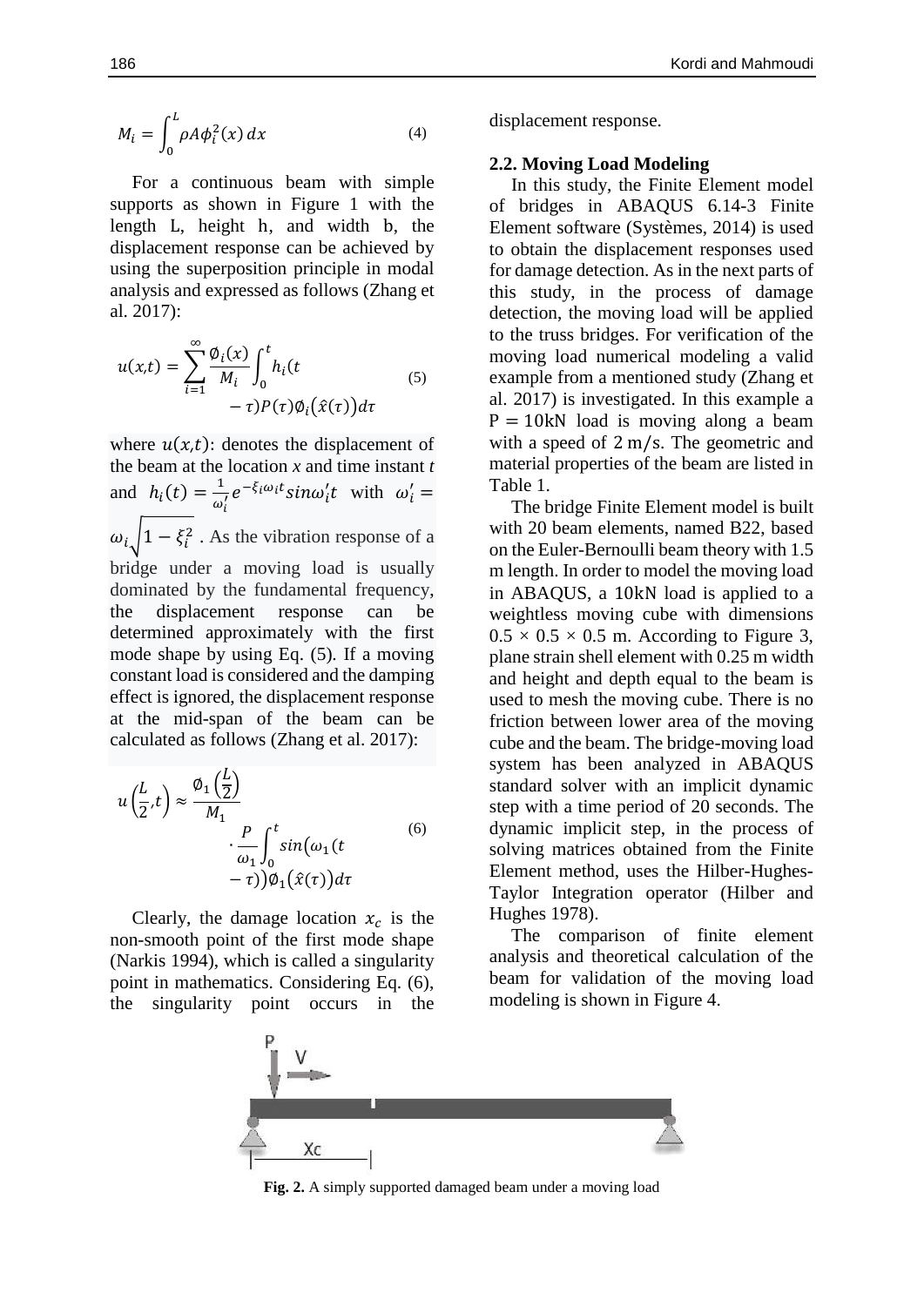$$M_i = \int_0^L \rho A \phi_i^2(x)\, dx \quad (4)$$

For a continuous beam with simple supports as shown in Figure 1 with the length L, height h, and width b, the displacement response can be achieved by using the superposition principle in modal analysis and expressed as follows (Zhang et al. 2017):

$$u(x,t) = \sum_{i=1}^{\infty} \frac{\emptyset_i(x)}{M_i} \int_0^t h_i(t - \tau) P(\tau) \emptyset_i(\hat{x}(\tau)) d\tau \quad (5)$$

where $u(x,t)$: denotes the displacement of the beam at the location *x* and time instant *t* and $h_i(t) = \frac{1}{\omega_i'} e^{-\xi_i \omega_i t} \sin \omega_i' t$ with $\omega_i' = \omega_i \sqrt{1 - \xi_i^2}$. As the vibration response of a bridge under a moving load is usually dominated by the fundamental frequency, the displacement response can be determined approximately with the first mode shape by using Eq. (5). If a moving constant load is considered and the damping effect is ignored, the displacement response at the mid-span of the beam can be calculated as follows (Zhang et al. 2017):

$$u\left(\frac{L}{2}, t\right) \approx \frac{\emptyset_1\left(\frac{L}{2}\right)}{M_1} \cdot \frac{P}{\omega_1} \int_0^t \sin(\omega_1(t - \tau)) \emptyset_1(\hat{x}(\tau)) d\tau \quad (6)$$

Clearly, the damage location $x_c$ is the non-smooth point of the first mode shape (Narkis 1994), which is called a singularity point in mathematics. Considering Eq. (6), the singularity point occurs in the displacement response.

### 2.2. Moving Load Modeling

In this study, the Finite Element model of bridges in ABAQUS 6.14-3 Finite Element software (Systèmes, 2014) is used to obtain the displacement responses used for damage detection. As in the next parts of this study, in the process of damage detection, the moving load will be applied to the truss bridges. For verification of the moving load numerical modeling a valid example from a mentioned study (Zhang et al. 2017) is investigated. In this example a $P = 10$kN load is moving along a beam with a speed of $2$ m/s. The geometric and material properties of the beam are listed in Table 1.

The bridge Finite Element model is built with 20 beam elements, named B22, based on the Euler-Bernoulli beam theory with 1.5 m length. In order to model the moving load in ABAQUS, a 10kN load is applied to a weightless moving cube with dimensions 0.5 × 0.5 × 0.5 m. According to Figure 3, plane strain shell element with 0.25 m width and height and depth equal to the beam is used to mesh the moving cube. There is no friction between lower area of the moving cube and the beam. The bridge-moving load system has been analyzed in ABAQUS standard solver with an implicit dynamic step with a time period of 20 seconds. The dynamic implicit step, in the process of solving matrices obtained from the Finite Element method, uses the Hilber-Hughes-Taylor Integration operator (Hilber and Hughes 1978).

The comparison of finite element analysis and theoretical calculation of the beam for validation of the moving load modeling is shown in Figure 4.

**Fig. 2.** A simply supported damaged beam under a moving load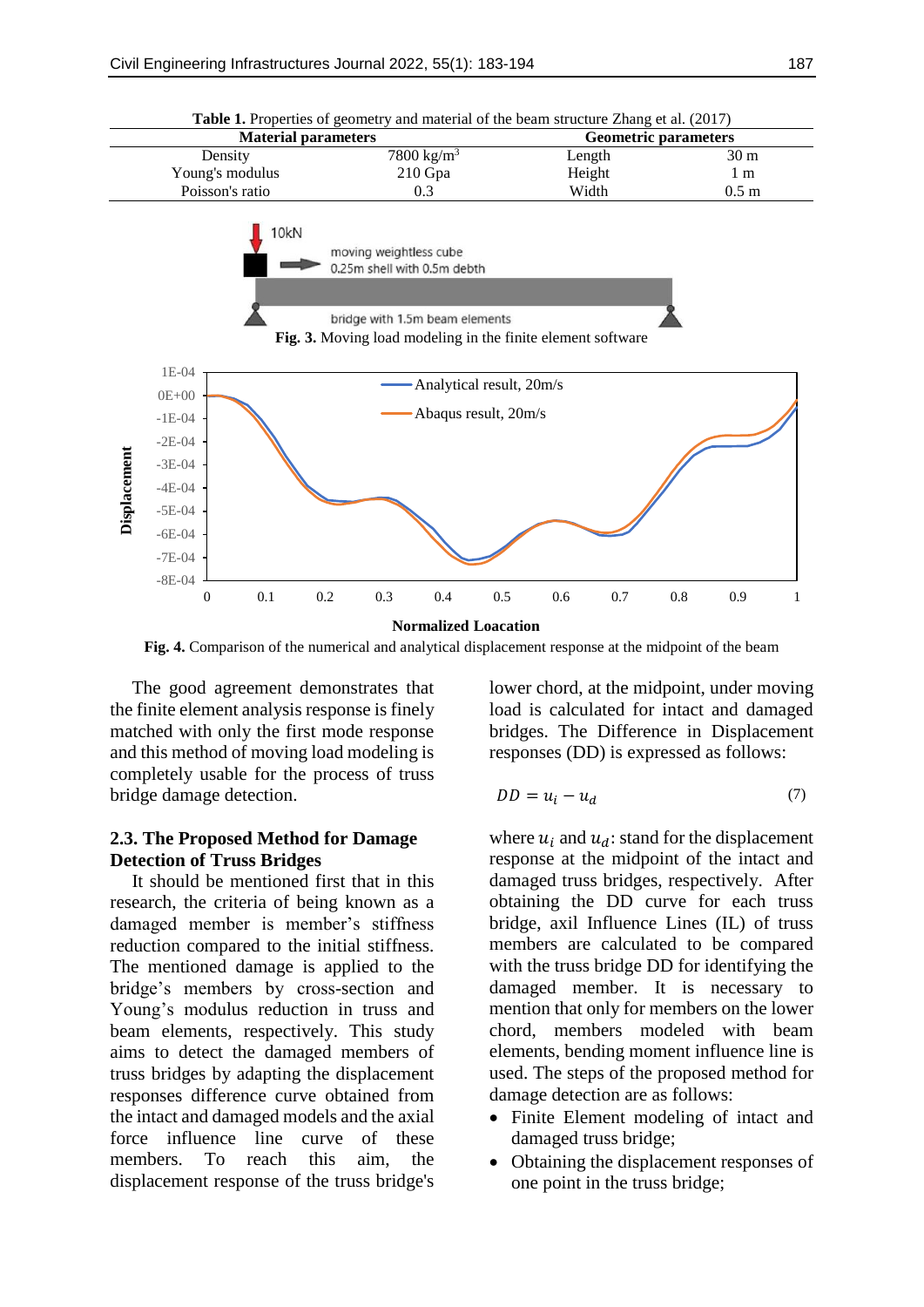**Table 1.** Properties of geometry and material of the beam structure Zhang et al. (2017)

| Material parameters | | Geometric parameters | |
|---|---|---|---|
| Density | 7800 kg/m$^3$ | Length | 30 m |
| Young's modulus | 210 Gpa | Height | 1 m |
| Poisson's ratio | 0.3 | Width | 0.5 m |

**Fig. 3.** Moving load modeling in the finite element software

**Fig. 4.** Comparison of the numerical and analytical displacement response at the midpoint of the beam

The good agreement demonstrates that the finite element analysis response is finely matched with only the first mode response and this method of moving load modeling is completely usable for the process of truss bridge damage detection.

### 2.3. The Proposed Method for Damage Detection of Truss Bridges

It should be mentioned first that in this research, the criteria of being known as a damaged member is member's stiffness reduction compared to the initial stiffness. The mentioned damage is applied to the bridge's members by cross-section and Young's modulus reduction in truss and beam elements, respectively. This study aims to detect the damaged members of truss bridges by adapting the displacement responses difference curve obtained from the intact and damaged models and the axial force influence line curve of these members. To reach this aim, the displacement response of the truss bridge's lower chord, at the midpoint, under moving load is calculated for intact and damaged bridges. The Difference in Displacement responses (DD) is expressed as follows:

$$DD = u_i - u_d \tag{7}$$

where $u_i$ and $u_d$: stand for the displacement response at the midpoint of the intact and damaged truss bridges, respectively. After obtaining the DD curve for each truss bridge, axil Influence Lines (IL) of truss members are calculated to be compared with the truss bridge DD for identifying the damaged member. It is necessary to mention that only for members on the lower chord, members modeled with beam elements, bending moment influence line is used. The steps of the proposed method for damage detection are as follows:

- Finite Element modeling of intact and damaged truss bridge;
- Obtaining the displacement responses of one point in the truss bridge;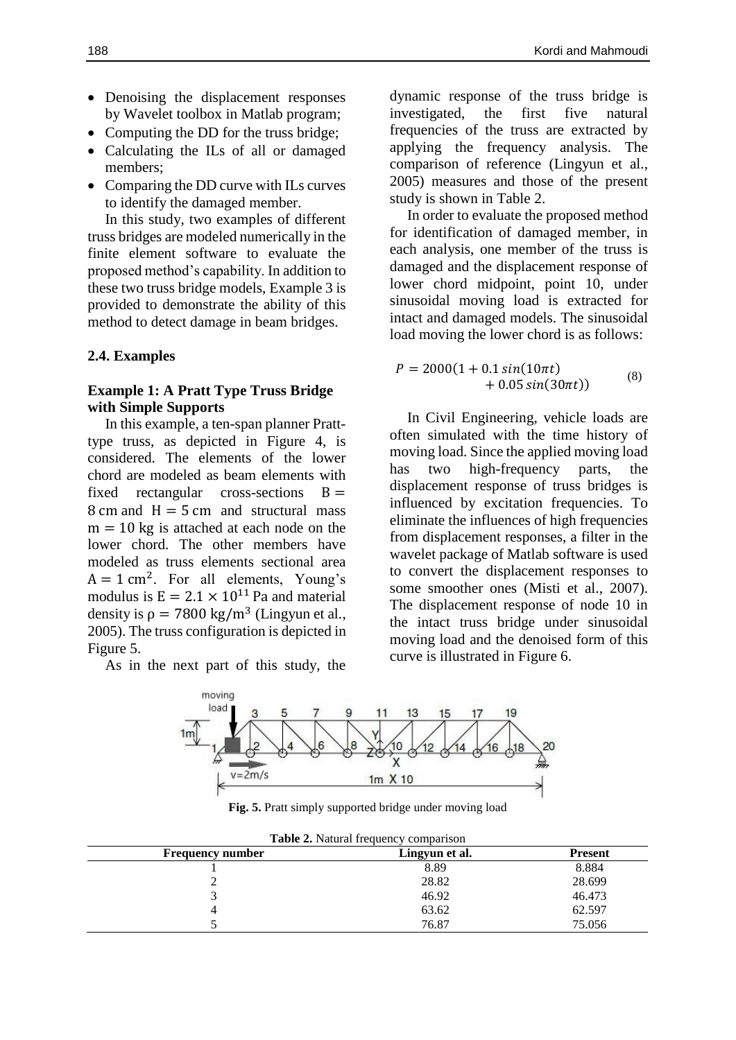- Denoising the displacement responses by Wavelet toolbox in Matlab program;
- Computing the DD for the truss bridge;
- Calculating the ILs of all or damaged members;
- Comparing the DD curve with ILs curves to identify the damaged member.

In this study, two examples of different truss bridges are modeled numerically in the finite element software to evaluate the proposed method's capability. In addition to these two truss bridge models, Example 3 is provided to demonstrate the ability of this method to detect damage in beam bridges.

### 2.4. Examples

#### Example 1: A Pratt Type Truss Bridge with Simple Supports

In this example, a ten-span planner Pratt-type truss, as depicted in Figure 4, is considered. The elements of the lower chord are modeled as beam elements with fixed rectangular cross-sections $B = 8$ cm and $H = 5$ cm and structural mass $m = 10$ kg is attached at each node on the lower chord. The other members have modeled as truss elements sectional area $A = 1\ \text{cm}^2$. For all elements, Young's modulus is $E = 2.1 \times 10^{11}$ Pa and material density is $\rho = 7800\ \text{kg/m}^3$ (Lingyun et al., 2005). The truss configuration is depicted in Figure 5.

As in the next part of this study, the dynamic response of the truss bridge is investigated, the first five natural frequencies of the truss are extracted by applying the frequency analysis. The comparison of reference (Lingyun et al., 2005) measures and those of the present study is shown in Table 2.

In order to evaluate the proposed method for identification of damaged member, in each analysis, one member of the truss is damaged and the displacement response of lower chord midpoint, point 10, under sinusoidal moving load is extracted for intact and damaged models. The sinusoidal load moving the lower chord is as follows:

$$P = 2000(1 + 0.1\,sin(10\pi t) + 0.05\,sin(30\pi t)) \tag{8}$$

In Civil Engineering, vehicle loads are often simulated with the time history of moving load. Since the applied moving load has two high-frequency parts, the displacement response of truss bridges is influenced by excitation frequencies. To eliminate the influences of high frequencies from displacement responses, a filter in the wavelet package of Matlab software is used to convert the displacement responses to some smoother ones (Misti et al., 2007). The displacement response of node 10 in the intact truss bridge under sinusoidal moving load and the denoised form of this curve is illustrated in Figure 6.

**Fig. 5.** Pratt simply supported bridge under moving load

**Table 2.** Natural frequency comparison

| Frequency number | Lingyun et al. | Present |
|---|---|---|
| 1 | 8.89 | 8.884 |
| 2 | 28.82 | 28.699 |
| 3 | 46.92 | 46.473 |
| 4 | 63.62 | 62.597 |
| 5 | 76.87 | 75.056 |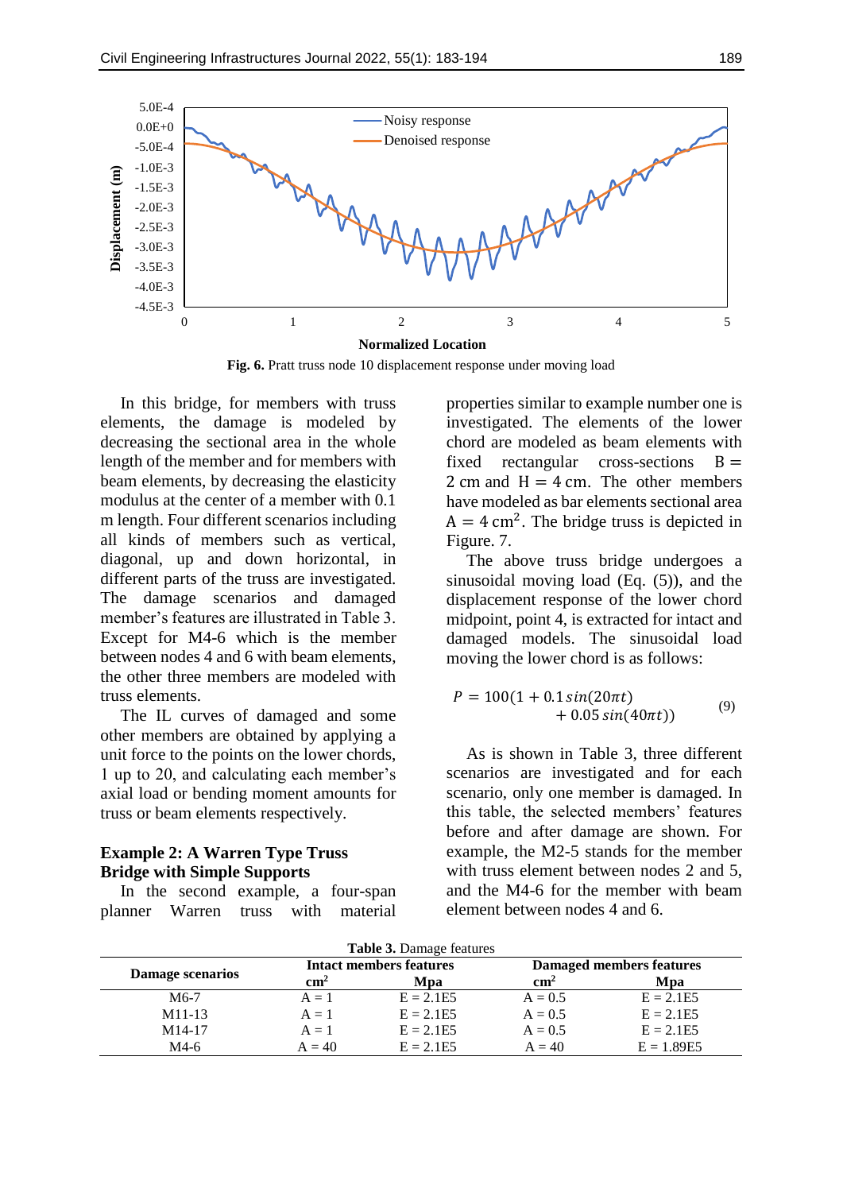**Fig. 6.** Pratt truss node 10 displacement response under moving load

In this bridge, for members with truss elements, the damage is modeled by decreasing the sectional area in the whole length of the member and for members with beam elements, by decreasing the elasticity modulus at the center of a member with 0.1 m length. Four different scenarios including all kinds of members such as vertical, diagonal, up and down horizontal, in different parts of the truss are investigated. The damage scenarios and damaged member's features are illustrated in Table 3. Except for M4-6 which is the member between nodes 4 and 6 with beam elements, the other three members are modeled with truss elements.

The IL curves of damaged and some other members are obtained by applying a unit force to the points on the lower chords, 1 up to 20, and calculating each member's axial load or bending moment amounts for truss or beam elements respectively.

### Example 2: A Warren Type Truss Bridge with Simple Supports

In the second example, a four-span planner Warren truss with material properties similar to example number one is investigated. The elements of the lower chord are modeled as beam elements with fixed rectangular cross-sections $B = 2$ cm and $H = 4$ cm. The other members have modeled as bar elements sectional area $A = 4\ \text{cm}^2$. The bridge truss is depicted in Figure. 7.

The above truss bridge undergoes a sinusoidal moving load (Eq. (5)), and the displacement response of the lower chord midpoint, point 4, is extracted for intact and damaged models. The sinusoidal load moving the lower chord is as follows:

$$P = 100(1 + 0.1\,sin(20\pi t) + 0.05\,sin(40\pi t)) \tag{9}$$

As is shown in Table 3, three different scenarios are investigated and for each scenario, only one member is damaged. In this table, the selected members' features before and after damage are shown. For example, the M2-5 stands for the member with truss element between nodes 2 and 5, and the M4-6 for the member with beam element between nodes 4 and 6.

**Table 3.** Damage features

| Damage scenarios | Intact members features | | Damaged members features | |
|---|---|---|---|---|
| | cm$^2$ | Mpa | cm$^2$ | Mpa |
| M6-7 | A = 1 | E = 2.1E5 | A = 0.5 | E = 2.1E5 |
| M11-13 | A = 1 | E = 2.1E5 | A = 0.5 | E = 2.1E5 |
| M14-17 | A = 1 | E = 2.1E5 | A = 0.5 | E = 2.1E5 |
| M4-6 | A = 40 | E = 2.1E5 | A = 40 | E = 1.89E5 |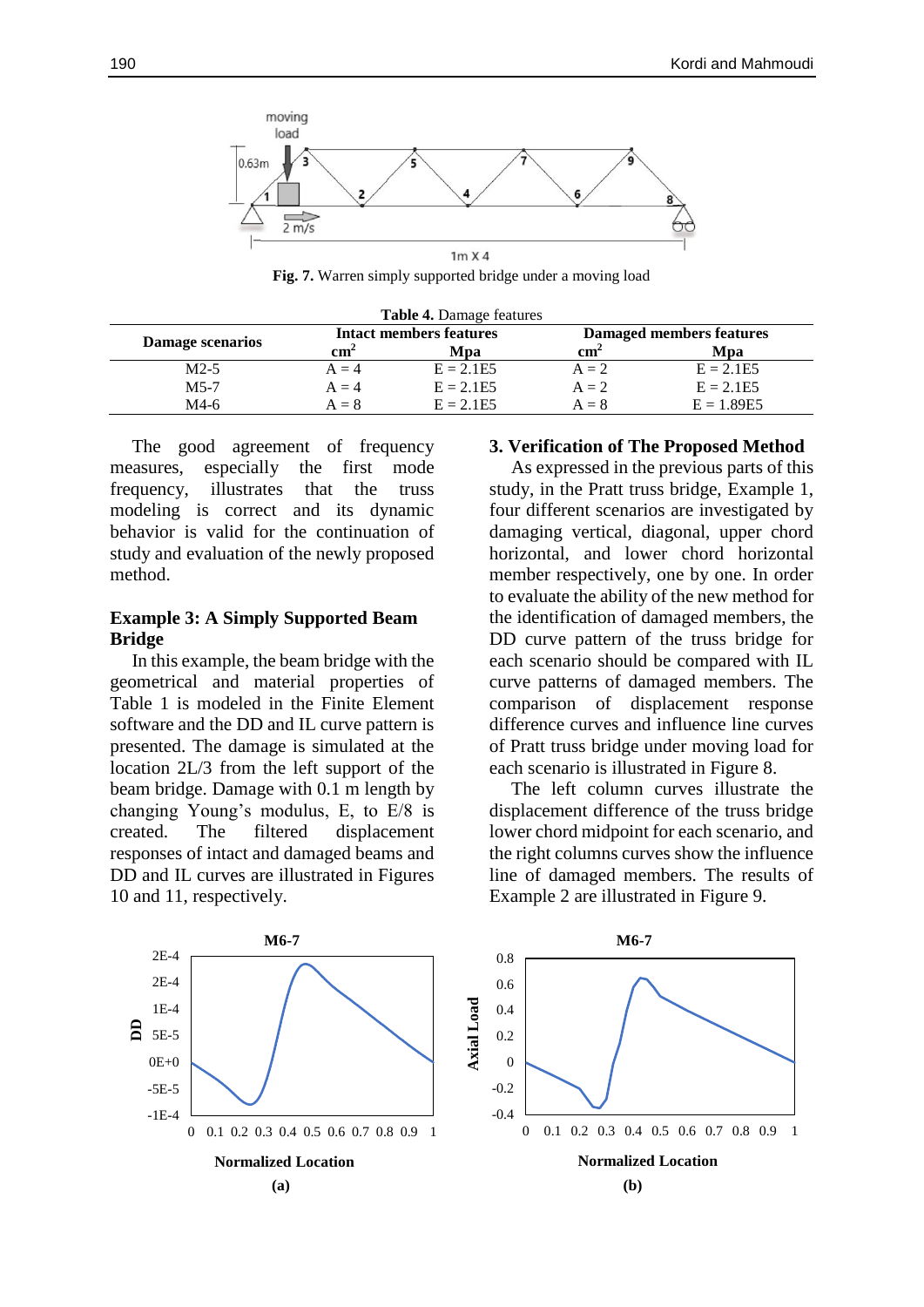**Fig. 7.** Warren simply supported bridge under a moving load

**Table 4.** Damage features

| Damage scenarios | Intact members features | | Damaged members features | |
|---|---|---|---|---|
| | $cm^2$ | Mpa | $cm^2$ | Mpa |
| M2-5 | A = 4 | E = 2.1E5 | A = 2 | E = 2.1E5 |
| M5-7 | A = 4 | E = 2.1E5 | A = 2 | E = 2.1E5 |
| M4-6 | A = 8 | E = 2.1E5 | A = 8 | E = 1.89E5 |

The good agreement of frequency measures, especially the first mode frequency, illustrates that the truss modeling is correct and its dynamic behavior is valid for the continuation of study and evaluation of the newly proposed method.

### Example 3: A Simply Supported Beam Bridge

In this example, the beam bridge with the geometrical and material properties of Table 1 is modeled in the Finite Element software and the DD and IL curve pattern is presented. The damage is simulated at the location 2L/3 from the left support of the beam bridge. Damage with 0.1 m length by changing Young's modulus, E, to E/8 is created. The filtered displacement responses of intact and damaged beams and DD and IL curves are illustrated in Figures 10 and 11, respectively.

## 3. Verification of The Proposed Method

As expressed in the previous parts of this study, in the Pratt truss bridge, Example 1, four different scenarios are investigated by damaging vertical, diagonal, upper chord horizontal, and lower chord horizontal member respectively, one by one. In order to evaluate the ability of the new method for the identification of damaged members, the DD curve pattern of the truss bridge for each scenario should be compared with IL curve patterns of damaged members. The comparison of displacement response difference curves and influence line curves of Pratt truss bridge under moving load for each scenario is illustrated in Figure 8.

The left column curves illustrate the displacement difference of the truss bridge lower chord midpoint for each scenario, and the right columns curves show the influence line of damaged members. The results of Example 2 are illustrated in Figure 9.

(a)

(b)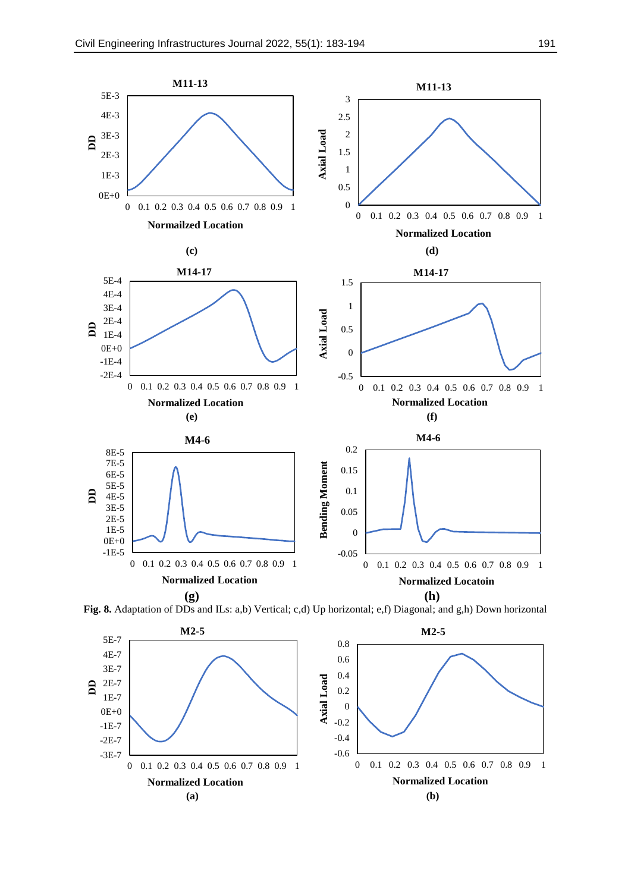**Fig. 8.** Adaptation of DDs and ILs: a,b) Vertical; c,d) Up horizontal; e,f) Diagonal; and g,h) Down horizontal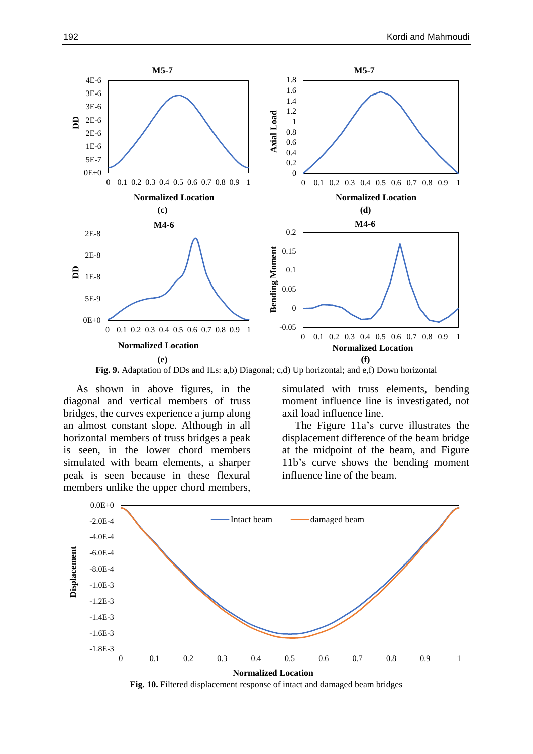**Fig. 9.** Adaptation of DDs and ILs: a,b) Diagonal; c,d) Up horizontal; and e,f) Down horizontal

As shown in above figures, in the diagonal and vertical members of truss bridges, the curves experience a jump along an almost constant slope. Although in all horizontal members of truss bridges a peak is seen, in the lower chord members simulated with beam elements, a sharper peak is seen because in these flexural members unlike the upper chord members, simulated with truss elements, bending moment influence line is investigated, not axil load influence line.

The Figure 11a's curve illustrates the displacement difference of the beam bridge at the midpoint of the beam, and Figure 11b's curve shows the bending moment influence line of the beam.

**Fig. 10.** Filtered displacement response of intact and damaged beam bridges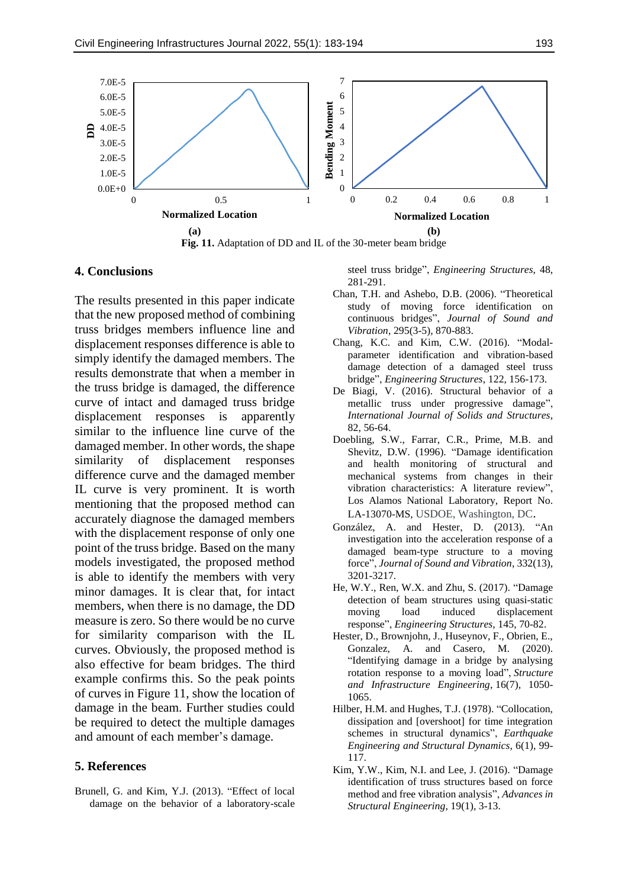Fig. 11. Adaptation of DD and IL of the 30-meter beam bridge

## 4. Conclusions

The results presented in this paper indicate that the new proposed method of combining truss bridges members influence line and displacement responses difference is able to simply identify the damaged members. The results demonstrate that when a member in the truss bridge is damaged, the difference curve of intact and damaged truss bridge displacement responses is apparently similar to the influence line curve of the damaged member. In other words, the shape similarity of displacement responses difference curve and the damaged member IL curve is very prominent. It is worth mentioning that the proposed method can accurately diagnose the damaged members with the displacement response of only one point of the truss bridge. Based on the many models investigated, the proposed method is able to identify the members with very minor damages. It is clear that, for intact members, when there is no damage, the DD measure is zero. So there would be no curve for similarity comparison with the IL curves. Obviously, the proposed method is also effective for beam bridges. The third example confirms this. So the peak points of curves in Figure 11, show the location of damage in the beam. Further studies could be required to detect the multiple damages and amount of each member's damage.

## 5. References

Brunell, G. and Kim, Y.J. (2013). "Effect of local damage on the behavior of a laboratory-scale steel truss bridge", *Engineering Structures*, 48, 281-291.

Chan, T.H. and Ashebo, D.B. (2006). "Theoretical study of moving force identification on continuous bridges", *Journal of Sound and Vibration*, 295(3-5), 870-883.

Chang, K.C. and Kim, C.W. (2016). "Modal-parameter identification and vibration-based damage detection of a damaged steel truss bridge", *Engineering Structures*, 122, 156-173.

De Biagi, V. (2016). Structural behavior of a metallic truss under progressive damage", *International Journal of Solids and Structures*, 82, 56-64.

Doebling, S.W., Farrar, C.R., Prime, M.B. and Shevitz, D.W. (1996). "Damage identification and health monitoring of structural and mechanical systems from changes in their vibration characteristics: A literature review", Los Alamos National Laboratory, Report No. LA-13070-MS, USDOE, Washington, DC.

González, A. and Hester, D. (2013). "An investigation into the acceleration response of a damaged beam-type structure to a moving force", *Journal of Sound and Vibration*, 332(13), 3201-3217.

He, W.Y., Ren, W.X. and Zhu, S. (2017). "Damage detection of beam structures using quasi-static moving load induced displacement response", *Engineering Structures*, 145, 70-82.

Hester, D., Brownjohn, J., Huseynov, F., Obrien, E., Gonzalez, A. and Casero, M. (2020). "Identifying damage in a bridge by analysing rotation response to a moving load", *Structure and Infrastructure Engineering*, 16(7), 1050-1065.

Hilber, H.M. and Hughes, T.J. (1978). "Collocation, dissipation and [overshoot] for time integration schemes in structural dynamics", *Earthquake Engineering and Structural Dynamics*, 6(1), 99-117.

Kim, Y.W., Kim, N.I. and Lee, J. (2016). "Damage identification of truss structures based on force method and free vibration analysis", *Advances in Structural Engineering*, 19(1), 3-13.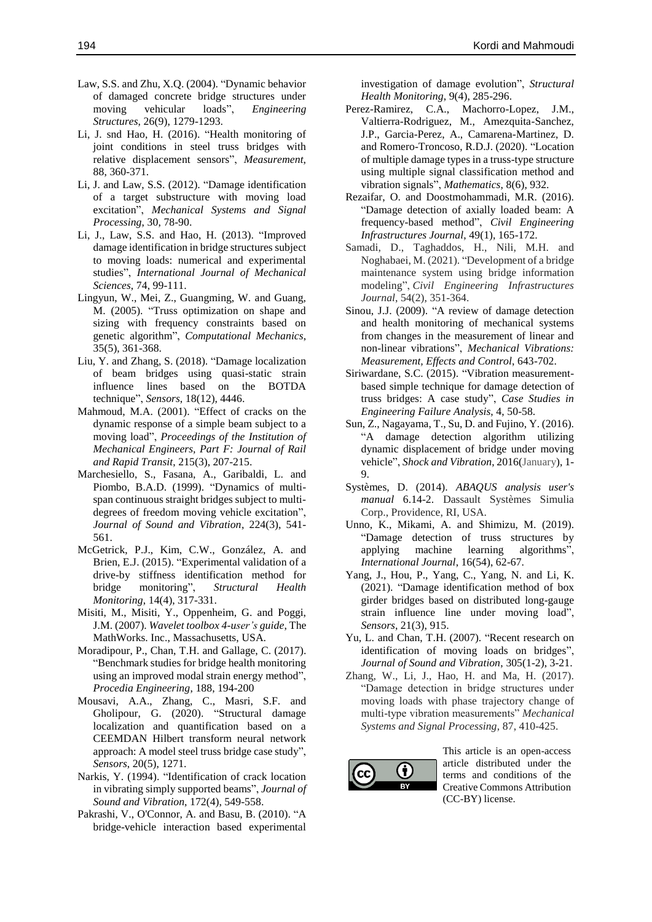Law, S.S. and Zhu, X.Q. (2004). "Dynamic behavior of damaged concrete bridge structures under moving vehicular loads", *Engineering Structures*, 26(9), 1279-1293.

Li, J. snd Hao, H. (2016). "Health monitoring of joint conditions in steel truss bridges with relative displacement sensors", *Measurement*, 88, 360-371.

Li, J. and Law, S.S. (2012). "Damage identification of a target substructure with moving load excitation", *Mechanical Systems and Signal Processing*, 30, 78-90.

Li, J., Law, S.S. and Hao, H. (2013). "Improved damage identification in bridge structures subject to moving loads: numerical and experimental studies", *International Journal of Mechanical Sciences*, 74, 99-111.

Lingyun, W., Mei, Z., Guangming, W. and Guang, M. (2005). "Truss optimization on shape and sizing with frequency constraints based on genetic algorithm", *Computational Mechanics*, 35(5), 361-368.

Liu, Y. and Zhang, S. (2018). "Damage localization of beam bridges using quasi-static strain influence lines based on the BOTDA technique", *Sensors*, 18(12), 4446.

Mahmoud, M.A. (2001). "Effect of cracks on the dynamic response of a simple beam subject to a moving load", *Proceedings of the Institution of Mechanical Engineers, Part F: Journal of Rail and Rapid Transit*, 215(3), 207-215.

Marchesiello, S., Fasana, A., Garibaldi, L. and Piombo, B.A.D. (1999). "Dynamics of multi-span continuous straight bridges subject to multi-degrees of freedom moving vehicle excitation", *Journal of Sound and Vibration*, 224(3), 541-561.

McGetrick, P.J., Kim, C.W., González, A. and Brien, E.J. (2015). "Experimental validation of a drive-by stiffness identification method for bridge monitoring", *Structural Health Monitoring*, 14(4), 317-331.

Misiti, M., Misiti, Y., Oppenheim, G. and Poggi, J.M. (2007). *Wavelet toolbox 4-user's guide*, The MathWorks. Inc., Massachusetts, USA.

Moradipour, P., Chan, T.H. and Gallage, C. (2017). "Benchmark studies for bridge health monitoring using an improved modal strain energy method", *Procedia Engineering*, 188, 194-200

Mousavi, A.A., Zhang, C., Masri, S.F. and Gholipour, G. (2020). "Structural damage localization and quantification based on a CEEMDAN Hilbert transform neural network approach: A model steel truss bridge case study", *Sensors*, 20(5), 1271.

Narkis, Y. (1994). "Identification of crack location in vibrating simply supported beams", *Journal of Sound and Vibration*, 172(4), 549-558.

Pakrashi, V., O'Connor, A. and Basu, B. (2010). "A bridge-vehicle interaction based experimental investigation of damage evolution", *Structural Health Monitoring*, 9(4), 285-296.

Perez-Ramirez, C.A., Machorro-Lopez, J.M., Valtierra-Rodriguez, M., Amezquita-Sanchez, J.P., Garcia-Perez, A., Camarena-Martinez, D. and Romero-Troncoso, R.D.J. (2020). "Location of multiple damage types in a truss-type structure using multiple signal classification method and vibration signals", *Mathematics*, 8(6), 932.

Rezaifar, O. and Doostmohammadi, M.R. (2016). "Damage detection of axially loaded beam: A frequency-based method", *Civil Engineering Infrastructures Journal*, 49(1), 165-172.

Samadi, D., Taghaddos, H., Nili, M.H. and Noghabaei, M. (2021). "Development of a bridge maintenance system using bridge information modeling", *Civil Engineering Infrastructures Journal*, 54(2), 351-364.

Sinou, J.J. (2009). "A review of damage detection and health monitoring of mechanical systems from changes in the measurement of linear and non-linear vibrations", *Mechanical Vibrations: Measurement, Effects and Control*, 643-702.

Siriwardane, S.C. (2015). "Vibration measurement-based simple technique for damage detection of truss bridges: A case study", *Case Studies in Engineering Failure Analysis*, 4, 50-58.

Sun, Z., Nagayama, T., Su, D. and Fujino, Y. (2016). "A damage detection algorithm utilizing dynamic displacement of bridge under moving vehicle", *Shock and Vibration*, 2016(January), 1-9.

Systèmes, D. (2014). *ABAQUS analysis user's manual* 6.14-2. Dassault Systèmes Simulia Corp., Providence, RI, USA.

Unno, K., Mikami, A. and Shimizu, M. (2019). "Damage detection of truss structures by applying machine learning algorithms", *International Journal*, 16(54), 62-67.

Yang, J., Hou, P., Yang, C., Yang, N. and Li, K. (2021). "Damage identification method of box girder bridges based on distributed long-gauge strain influence line under moving load", *Sensors*, 21(3), 915.

Yu, L. and Chan, T.H. (2007). "Recent research on identification of moving loads on bridges", *Journal of Sound and Vibration*, 305(1-2), 3-21.

Zhang, W., Li, J., Hao, H. and Ma, H. (2017). "Damage detection in bridge structures under moving loads with phase trajectory change of multi-type vibration measurements" *Mechanical Systems and Signal Processing*, 87, 410-425.

This article is an open-access article distributed under the terms and conditions of the Creative Commons Attribution (CC-BY) license.